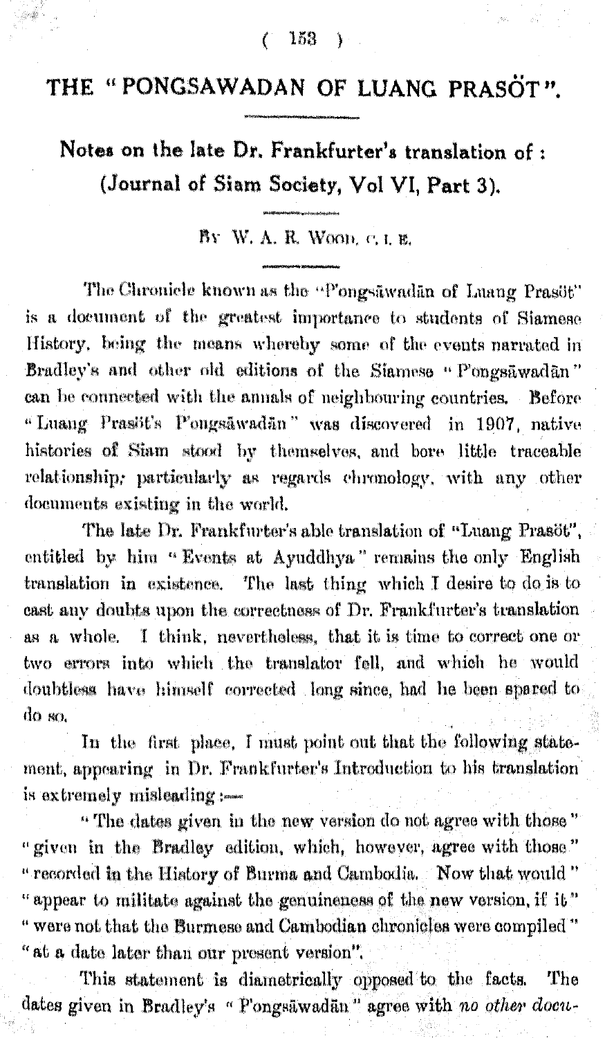# THE "PONGSAWADAN OF LUANG PRASÖT".

## Notes on the late Dr. Frankfurter's translation of : (Journal of Siam Society, Vol VI, Part 3).

By W. A. R. Wood, C. I. E.

The Chronicle known as the "Pongsāwadān of Luang Prasöt" is a document of the greatest importance to students of Siamese History, being the means whereby some of the events narrated in Bradley's and other old editions of the Siamese "Pongsāwadān" can be connected with the annals of neighbouring countries. Before "Luang Prasöt's Pongsāwadān" was discovered in 1907, native histories of Siam stood by themselves, and bore little traceable relationship, particularly as regards chronology, with any other documents existing in the world.

The late Dr. Frankfurter's able translation of "Luang Prasöt", entitled by him "Events at Ayuddhya" remains the only English translation in existence. The last thing which I desire to do is to cast any doubts upon the correctness of Dr. Frankfurter's translation as a whole. I think, nevertheless, that it is time to correct one or two errors into which the translator fell, and which he would doubtless have himself corrected long since, had he been spared to do so.

In the first place, I must point out that the following statement, appearing in Dr. Frankfurter's Introduction to his translation is extremely misleading :—

"The dates given in the new version do not agree with those" "given in the Bradley edition, which, however, agree with those" "recorded in the History of Burma and Cambodia. Now that would" "appear to militate against the genuineness of the new version, if it" "were not that the Burmese and Cambodian chronicles were compiled" "at a date later than our present version".

This statement is diametrically opposed to the facts. The dates given in Bradley's "Pongsāwadān" agree with *no other docu-*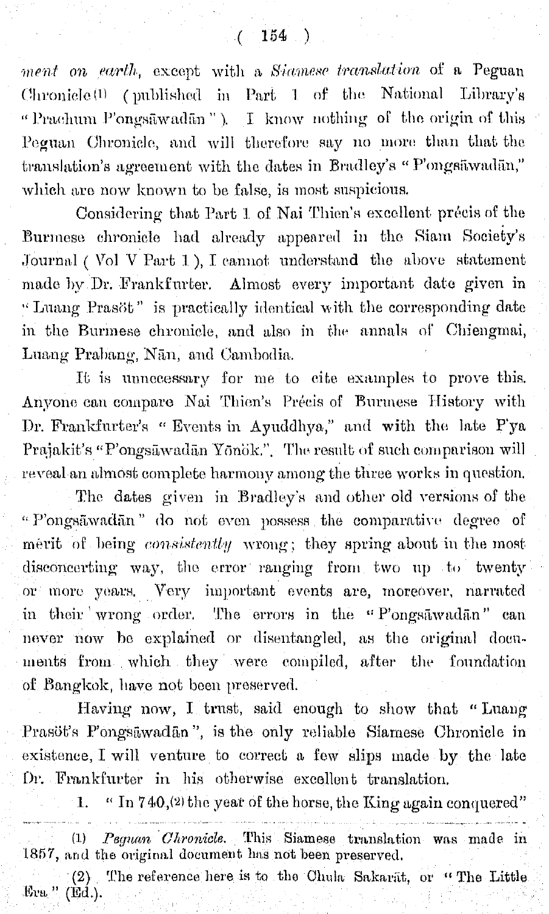*ment on earth*, except with a *Siamese translation* of a Peguan Chronicle[1] (published in Part 1 of the National Library's "Prachum P'ongsāwadān"). I know nothing of the origin of this Peguan Chronicle, and will therefore say no more than that the translation's agreement with the dates in Bradley's "P'ongsāwadān," which are now known to be false, is most suspicious.

Considering that Part 1 of Nai Thien's excellent précis of the Burmese chronicle had already appeared in the Siam Society's Journal (Vol V Part 1), I cannot understand the above statement made by Dr. Frankfurter. Almost every important date given in "Luang Prasöt" is practically identical with the corresponding date in the Burmese chronicle, and also in the annals of Chiengmai, Luang Prabang, Nān, and Cambodia.

It is unnecessary for me to cite examples to prove this. Anyone can compare Nai Thien's Précis of Burmese History with Dr. Frankfurter's "Events in Ayuddhya," and with the late P'ya Prajakit's "P'ongsāwadān Yōnök.". The result of such comparison will reveal an almost complete harmony among the three works in question.

The dates given in Bradley's and other old versions of the "P'ongsāwadān" do not even possess the comparative degree of merit of being *consistently* wrong; they spring about in the most disconcerting way, the error ranging from two up to twenty or more years. Very important events are, moreover, narrated in their wrong order. The errors in the "P'ongsāwadān" can never now be explained or disentangled, as the original documents from which they were compiled, after the foundation of Bangkok, have not been preserved.

Having now, I trust, said enough to show that "Luang Prasöt's P'ongsāwadān", is the only reliable Siamese Chronicle in existence, I will venture to correct a few slips made by the late Dr. Frankfurter in his otherwise excellent translation.

1. "In 740,[2] the year of the horse, the King again conquered"

---

(1) *Peguan Chronicle.* This Siamese translation was made in 1857, and the original document has not been preserved.

(2) The reference here is to the Chula Sakarāt, or "The Little Era" (Ed.).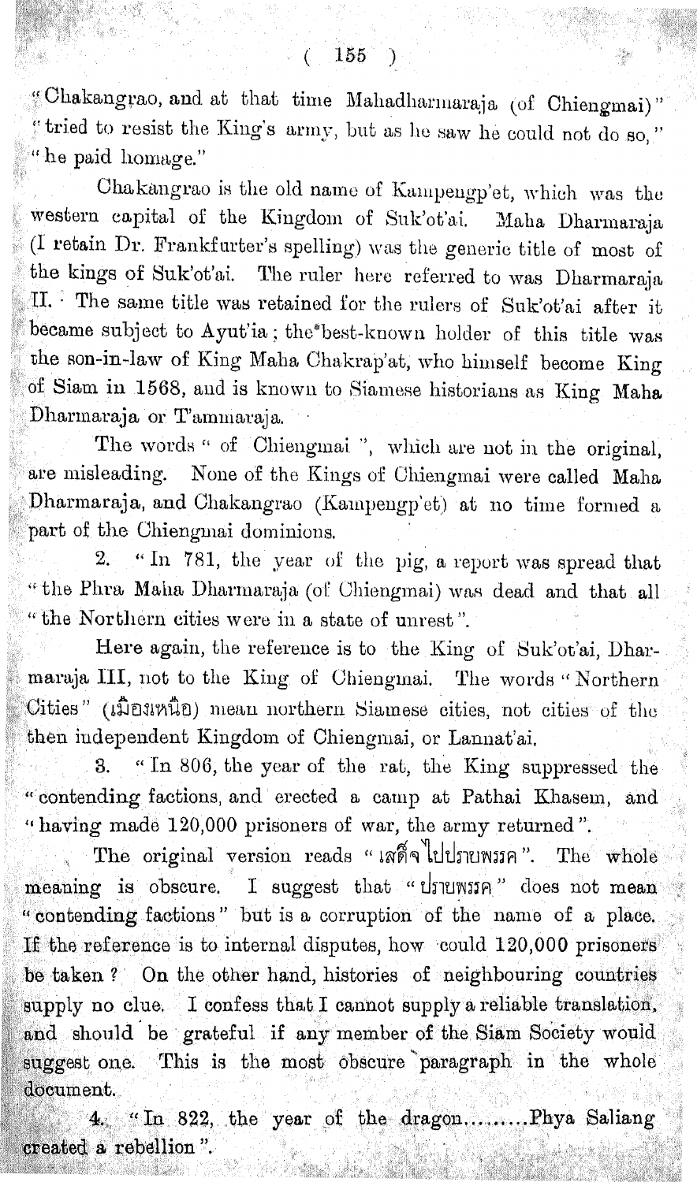"Chakangrao, and at that time Mahadharmaraja (of Chiengmai)" "tried to resist the King's army, but as he saw he could not do so," "he paid homage."

Chakangrao is the old name of Kampengp'et, which was the western capital of the Kingdom of Suk'ot'ai. Maha Dharmaraja (I retain Dr. Frankfurter's spelling) was the generic title of most of the kings of Suk'ot'ai. The ruler here referred to was Dharmaraja II. The same title was retained for the rulers of Suk'ot'ai after it became subject to Ayut'ia; the best-known holder of this title was the son-in-law of King Maha Chakrap'at, who himself become King of Siam in 1568, and is known to Siamese historians as King Maha Dharmaraja or T'ammaraja.

The words " of Chiengmai ", which are not in the original, are misleading. None of the Kings of Chiengmai were called Maha Dharmaraja, and Chakangrao (Kampengp'et) at no time formed a part of the Chiengmai dominions.

2. "In 781, the year of the pig, a report was spread that "the Phra Maha Dharmaraja (of Chiengmai) was dead and that all "the Northern cities were in a state of unrest".

Here again, the reference is to the King of Suk'ot'ai, Dharmaraja III, not to the King of Chiengmai. The words "Northern Cities" (เมืองเหนือ) mean northern Siamese cities, not cities of the then independent Kingdom of Chiengmai, or Lannat'ai.

3. "In 806, the year of the rat, the King suppressed the "contending factions, and erected a camp at Pathai Khasem, and "having made 120,000 prisoners of war, the army returned".

The original version reads "เสด็จไปปรายพรรค". The whole meaning is obscure. I suggest that "ปรายพรรค" does not mean "contending factions" but is a corruption of the name of a place. If the reference is to internal disputes, how could 120,000 prisoners be taken? On the other hand, histories of neighbouring countries supply no clue. I confess that I cannot supply a reliable translation, and should be grateful if any member of the Siam Society would suggest one. This is the most obscure paragraph in the whole document.

4. "In 822, the year of the dragon.........Phya Saliang created a rebellion".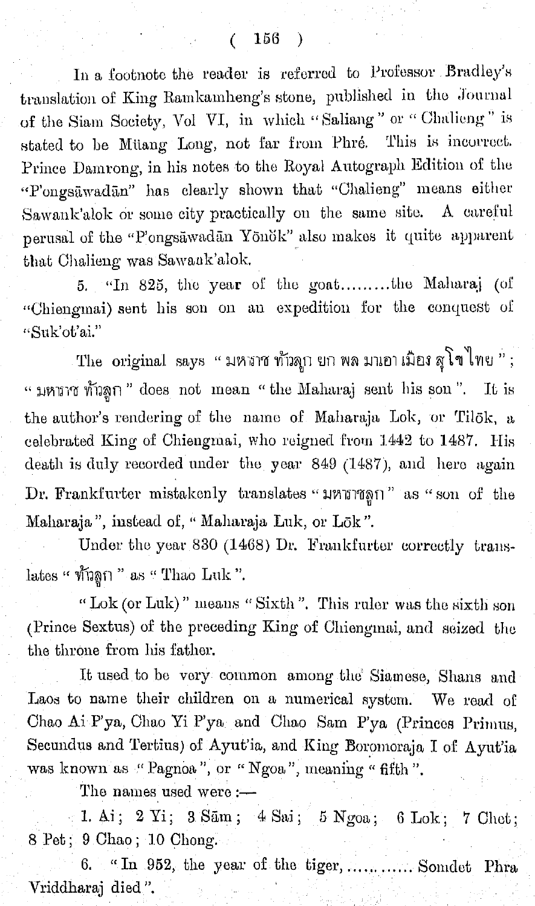In a footnote the reader is referred to Professor Bradley's translation of King Ramkamheng's stone, published in the Journal of the Siam Society, Vol VI, in which "Saliang" or "Chalieng" is stated to be Müang Long, not far from Phré. This is incorrect. Prince Damrong, in his notes to the Royal Autograph Edition of the "P'ongsāwadān" has clearly shown that "Chalieng" means either Sawank'alok or some city practically on the same site. A careful perusal of the "P'ongsāwadān Yōnōk" also makes it quite apparent that Chalieng was Sawank'alok.

5. "In 825, the year of the goat.........the Maharaj (of "Chiengmai) sent his son on an expedition for the conquest of "Suk'ot'ai."

The original says " มหาราช ท้าวลูก ยก พล มาเอา เมือง สุโขไทย "; " มหาราช ท้าวลูก " does not mean " the Maharaj sent his son ". It is the author's rendering of the name of Maharaja Lok, or Tilōk, a celebrated King of Chiengmai, who reigned from 1442 to 1487. His death is duly recorded under the year 849 (1487), and here again Dr. Frankfurter mistakenly translates " มหาราชลูก " as " son of the Maharaja ", instead of, " Maharaja Luk, or Lōk ".

Under the year 830 (1468) Dr. Frankfurter correctly translates " ท้าวลูก " as " Thao Luk ".

" Lok (or Luk) " means " Sixth ". This ruler was the sixth son (Prince Sextus) of the preceding King of Chiengmai, and seized the the throne from his father.

It used to be very common among the Siamese, Shans and Laos to name their children on a numerical system. We read of Chao Ai P'ya, Chao Yi P'ya and Chao Sam P'ya (Princes Primus, Secundus and Tertius) of Ayut'ia, and King Boromoraja I of Ayut'ia was known as " Pagnoa ", or " Ngoa ", meaning " fifth ".

The names used were :—

1. Ai; 2 Yi; 3 Sām; 4 Sai; 5 Ngoa; 6 Lok; 7 Chet; 8 Pet; 9 Chao; 10 Chong.

6. " In 952, the year of the tiger,............ Somdet Phra Vriddharaj died ".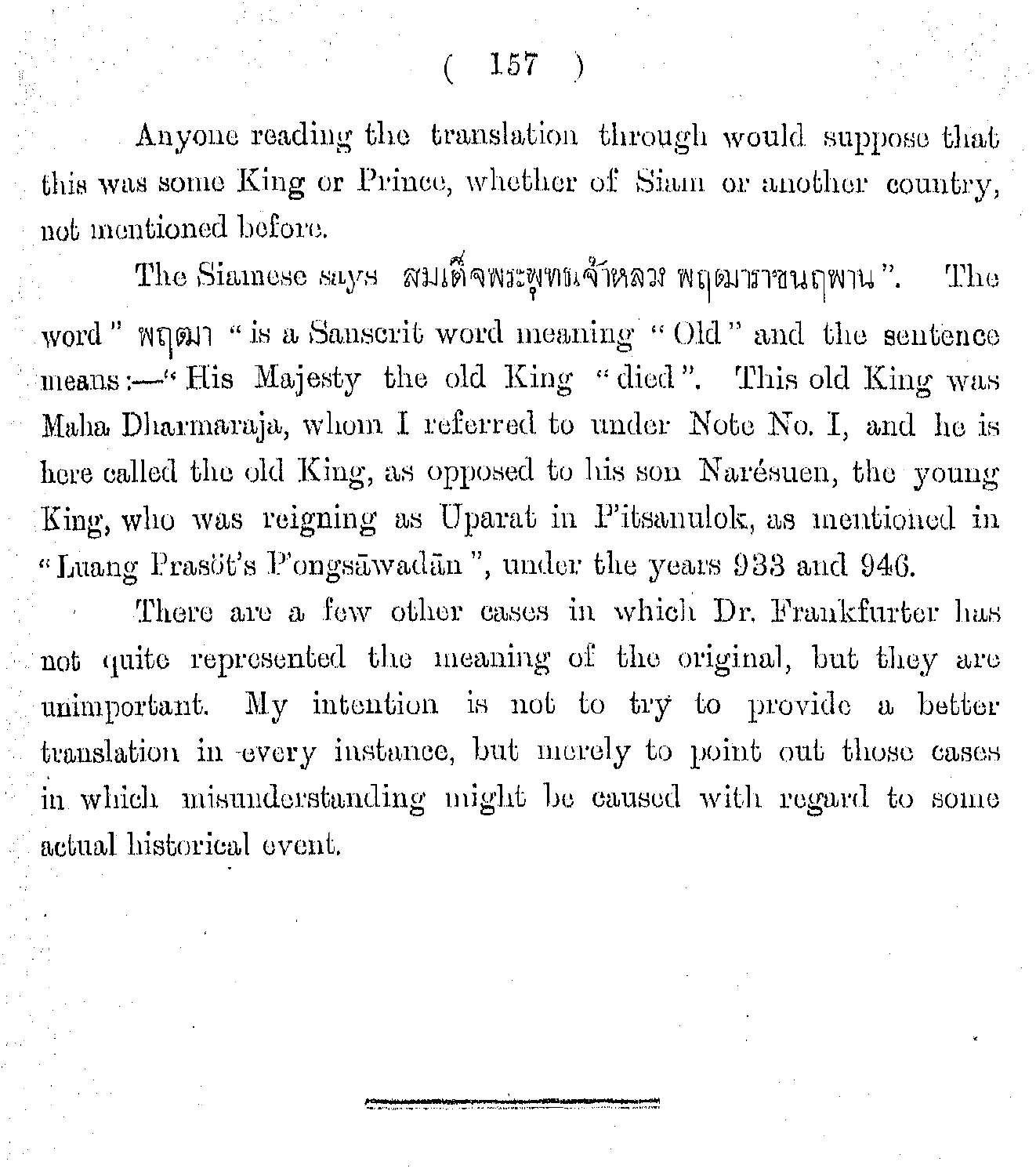Anyone reading the translation through would suppose that this was some King or Prince, whether of Siam or another country, not mentioned before.

The Siamese says สมเด็จพระพุทธเจ้าหลวง พฤฒมาราชนฤพาน". The word " พฤฒมา " is a Sanscrit word meaning " Old " and the sentence means:—" His Majesty the old King " died". This old King was Maha Dharmaraja, whom I referred to under Note No. I, and he is here called the old King, as opposed to his son Narésuen, the young King, who was reigning as Uparat in P'itsanulok, as mentioned in " Luang Prasŏt's P'ongsāwadān", under the years 933 and 946.

There are a few other cases in which Dr. Frankfurter has not quite represented the meaning of the original, but they are unimportant. My intention is not to try to provide a better translation in every instance, but merely to point out those cases in which misunderstanding might be caused with regard to some actual historical event.

---